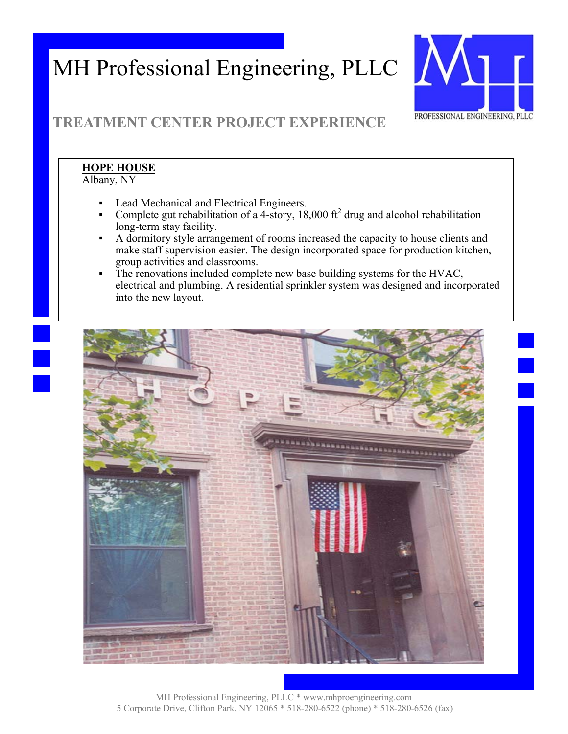# MH Professional Engineering, PLLC

## TREATMENT CENTER PROJECT EXPERIENCE

**HOPE HOUSE**
Albany, NY

- Lead Mechanical and Electrical Engineers.
- Complete gut rehabilitation of a 4-story, 18,000 $ft^2$ drug and alcohol rehabilitation long-term stay facility.
- A dormitory style arrangement of rooms increased the capacity to house clients and make staff supervision easier. The design incorporated space for production kitchen, group activities and classrooms.
- The renovations included complete new base building systems for the HVAC, electrical and plumbing. A residential sprinkler system was designed and incorporated into the new layout.

MH Professional Engineering, PLLC * www.mhproengineering.com
5 Corporate Drive, Clifton Park, NY 12065 * 518-280-6522 (phone) * 518-280-6526 (fax)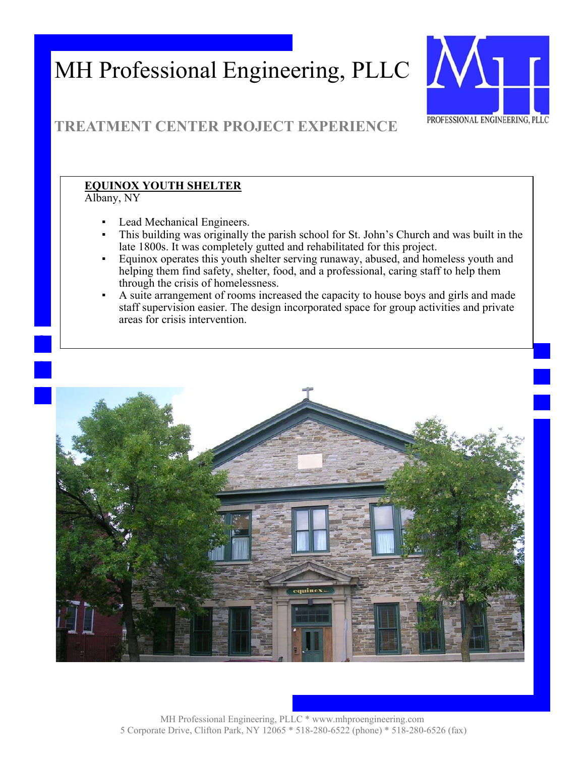# MH Professional Engineering, PLLC

## TREATMENT CENTER PROJECT EXPERIENCE

**EQUINOX YOUTH SHELTER**
Albany, NY

- Lead Mechanical Engineers.
- This building was originally the parish school for St. John's Church and was built in the late 1800s. It was completely gutted and rehabilitated for this project.
- Equinox operates this youth shelter serving runaway, abused, and homeless youth and helping them find safety, shelter, food, and a professional, caring staff to help them through the crisis of homelessness.
- A suite arrangement of rooms increased the capacity to house boys and girls and made staff supervision easier. The design incorporated space for group activities and private areas for crisis intervention.

MH Professional Engineering, PLLC * www.mhproengineering.com
5 Corporate Drive, Clifton Park, NY 12065 * 518-280-6522 (phone) * 518-280-6526 (fax)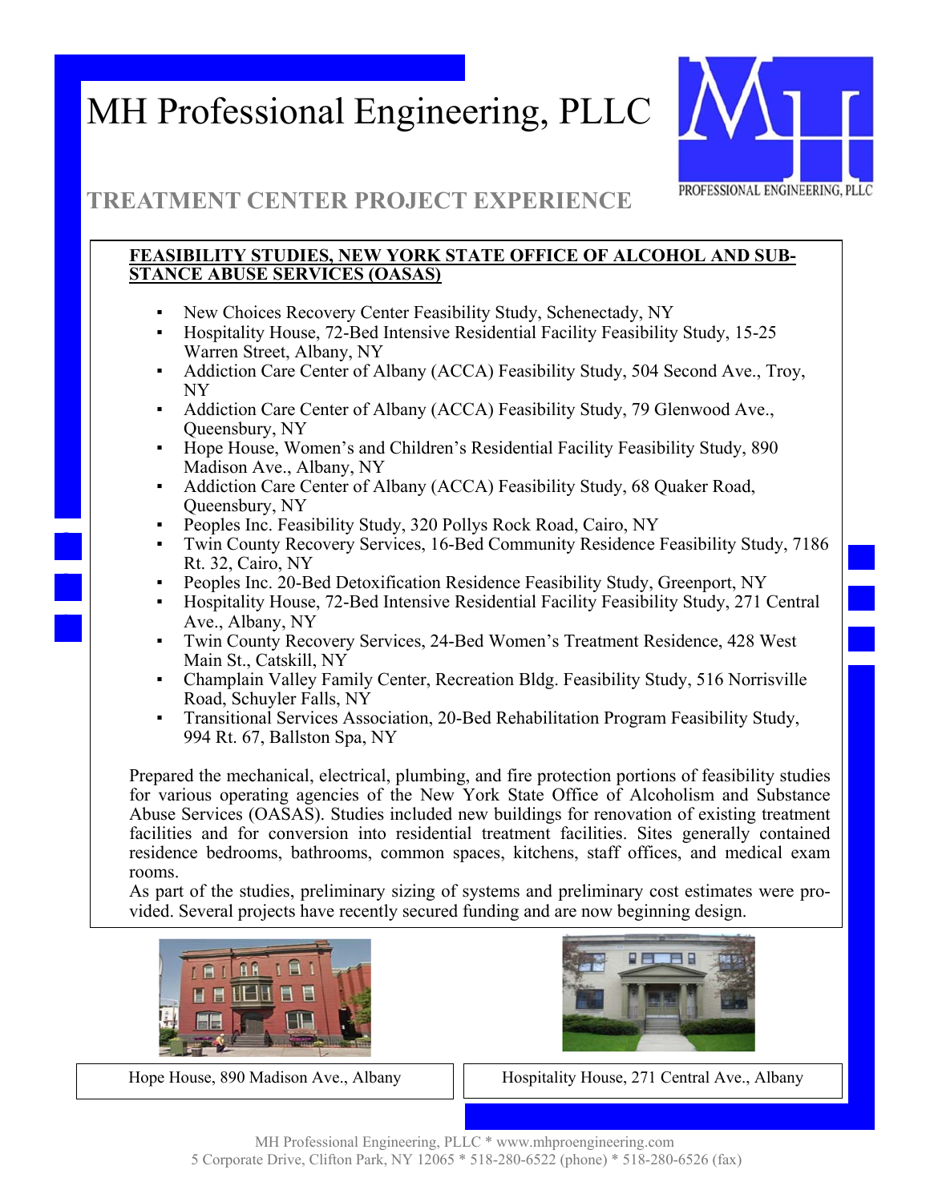# MH Professional Engineering, PLLC

## TREATMENT CENTER PROJECT EXPERIENCE

**FEASIBILITY STUDIES, NEW YORK STATE OFFICE OF ALCOHOL AND SUBSTANCE ABUSE SERVICES (OASAS)**

- New Choices Recovery Center Feasibility Study, Schenectady, NY
- Hospitality House, 72-Bed Intensive Residential Facility Feasibility Study, 15-25 Warren Street, Albany, NY
- Addiction Care Center of Albany (ACCA) Feasibility Study, 504 Second Ave., Troy, NY
- Addiction Care Center of Albany (ACCA) Feasibility Study, 79 Glenwood Ave., Queensbury, NY
- Hope House, Women's and Children's Residential Facility Feasibility Study, 890 Madison Ave., Albany, NY
- Addiction Care Center of Albany (ACCA) Feasibility Study, 68 Quaker Road, Queensbury, NY
- Peoples Inc. Feasibility Study, 320 Pollys Rock Road, Cairo, NY
- Twin County Recovery Services, 16-Bed Community Residence Feasibility Study, 7186 Rt. 32, Cairo, NY
- Peoples Inc. 20-Bed Detoxification Residence Feasibility Study, Greenport, NY
- Hospitality House, 72-Bed Intensive Residential Facility Feasibility Study, 271 Central Ave., Albany, NY
- Twin County Recovery Services, 24-Bed Women's Treatment Residence, 428 West Main St., Catskill, NY
- Champlain Valley Family Center, Recreation Bldg. Feasibility Study, 516 Norrisville Road, Schuyler Falls, NY
- Transitional Services Association, 20-Bed Rehabilitation Program Feasibility Study, 994 Rt. 67, Ballston Spa, NY

Prepared the mechanical, electrical, plumbing, and fire protection portions of feasibility studies for various operating agencies of the New York State Office of Alcoholism and Substance Abuse Services (OASAS). Studies included new buildings for renovation of existing treatment facilities and for conversion into residential treatment facilities. Sites generally contained residence bedrooms, bathrooms, common spaces, kitchens, staff offices, and medical exam rooms.

As part of the studies, preliminary sizing of systems and preliminary cost estimates were provided. Several projects have recently secured funding and are now beginning design.

Hope House, 890 Madison Ave., Albany

Hospitality House, 271 Central Ave., Albany

MH Professional Engineering, PLLC * www.mhproengineering.com
5 Corporate Drive, Clifton Park, NY 12065 * 518-280-6522 (phone) * 518-280-6526 (fax)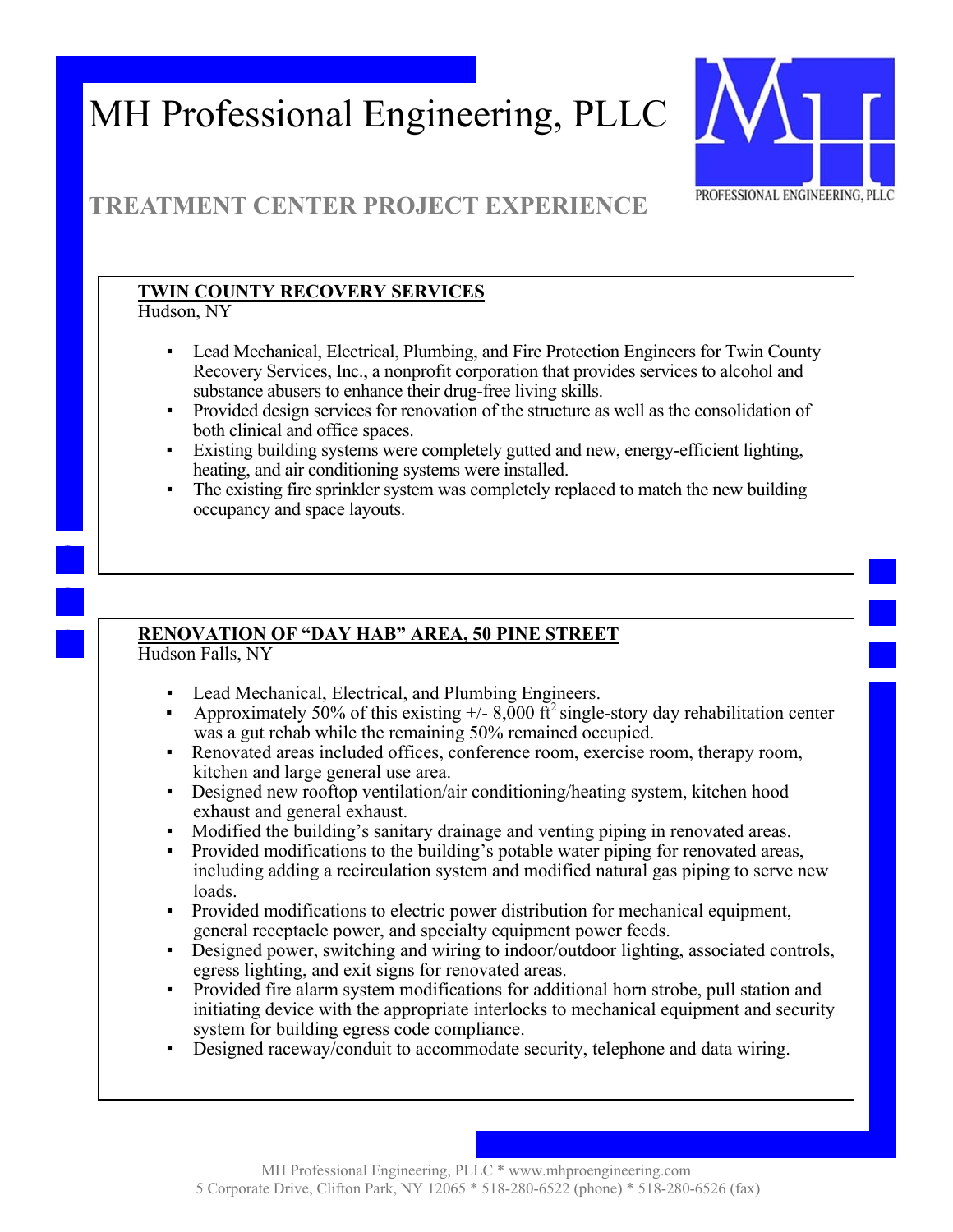# MH Professional Engineering, PLLC

## TREATMENT CENTER PROJECT EXPERIENCE

**TWIN COUNTY RECOVERY SERVICES**
Hudson, NY

- Lead Mechanical, Electrical, Plumbing, and Fire Protection Engineers for Twin County Recovery Services, Inc., a nonprofit corporation that provides services to alcohol and substance abusers to enhance their drug-free living skills.
- Provided design services for renovation of the structure as well as the consolidation of both clinical and office spaces.
- Existing building systems were completely gutted and new, energy-efficient lighting, heating, and air conditioning systems were installed.
- The existing fire sprinkler system was completely replaced to match the new building occupancy and space layouts.

**RENOVATION OF "DAY HAB" AREA, 50 PINE STREET**
Hudson Falls, NY

- Lead Mechanical, Electrical, and Plumbing Engineers.
- Approximately 50% of this existing +/- 8,000 $ft^2$ single-story day rehabilitation center was a gut rehab while the remaining 50% remained occupied.
- Renovated areas included offices, conference room, exercise room, therapy room, kitchen and large general use area.
- Designed new rooftop ventilation/air conditioning/heating system, kitchen hood exhaust and general exhaust.
- Modified the building's sanitary drainage and venting piping in renovated areas.
- Provided modifications to the building's potable water piping for renovated areas, including adding a recirculation system and modified natural gas piping to serve new loads.
- Provided modifications to electric power distribution for mechanical equipment, general receptacle power, and specialty equipment power feeds.
- Designed power, switching and wiring to indoor/outdoor lighting, associated controls, egress lighting, and exit signs for renovated areas.
- Provided fire alarm system modifications for additional horn strobe, pull station and initiating device with the appropriate interlocks to mechanical equipment and security system for building egress code compliance.
- Designed raceway/conduit to accommodate security, telephone and data wiring.

MH Professional Engineering, PLLC * www.mhproengineering.com
5 Corporate Drive, Clifton Park, NY 12065 * 518-280-6522 (phone) * 518-280-6526 (fax)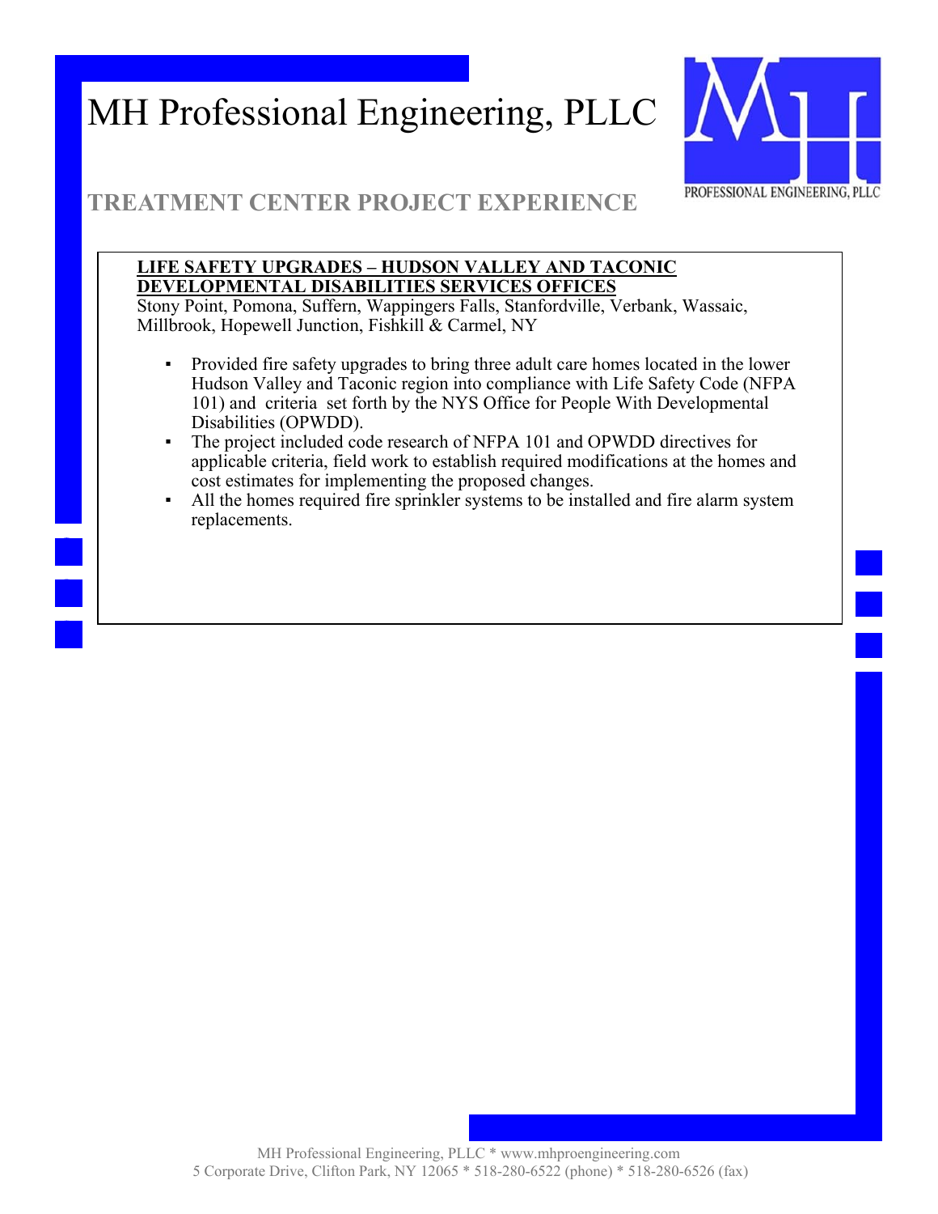# MH Professional Engineering, PLLC

## TREATMENT CENTER PROJECT EXPERIENCE

**LIFE SAFETY UPGRADES – HUDSON VALLEY AND TACONIC DEVELOPMENTAL DISABILITIES SERVICES OFFICES**

Stony Point, Pomona, Suffern, Wappingers Falls, Stanfordville, Verbank, Wassaic, Millbrook, Hopewell Junction, Fishkill & Carmel, NY

- Provided fire safety upgrades to bring three adult care homes located in the lower Hudson Valley and Taconic region into compliance with Life Safety Code (NFPA 101) and criteria set forth by the NYS Office for People With Developmental Disabilities (OPWDD).
- The project included code research of NFPA 101 and OPWDD directives for applicable criteria, field work to establish required modifications at the homes and cost estimates for implementing the proposed changes.
- All the homes required fire sprinkler systems to be installed and fire alarm system replacements.